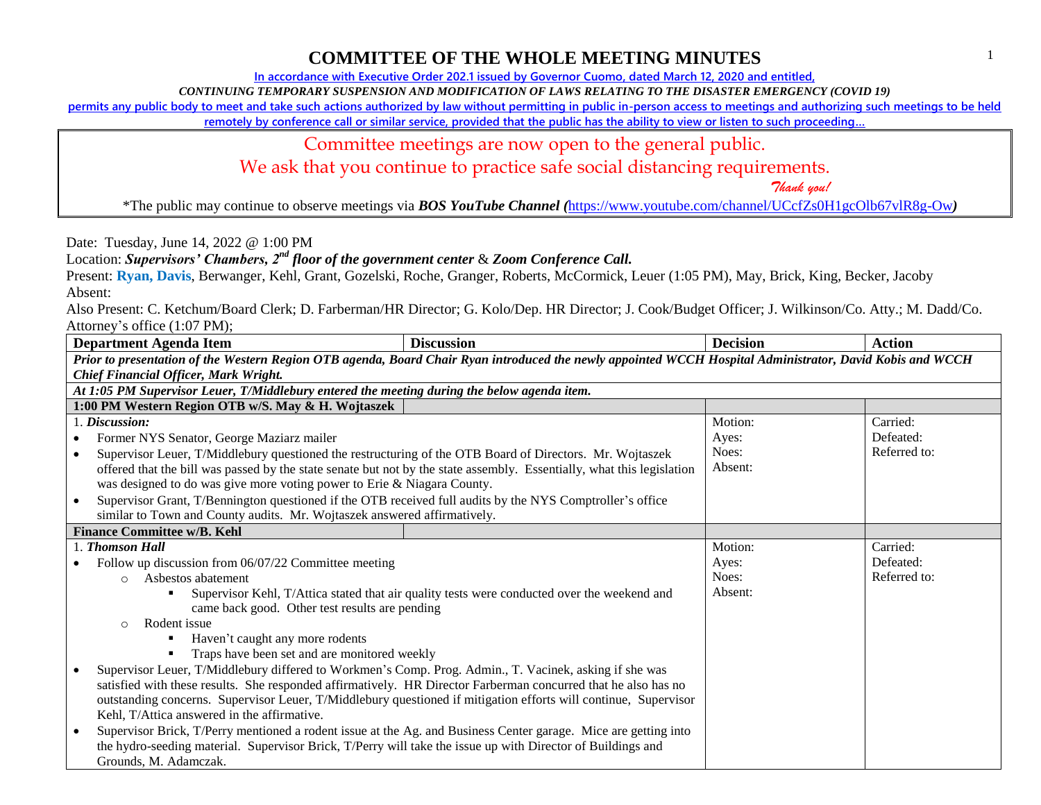# COMMITTEE OF THE WHOLE MEETING MINUTES

**In accordance with Executive Order 202.1 issued by Governor Cuomo, dated March 12, 2020 and entitled,**

***CONTINUING TEMPORARY SUSPENSION AND MODIFICATION OF LAWS RELATING TO THE DISASTER EMERGENCY (COVID 19)***

**permits any public body to meet and take such actions authorized by law without permitting in public in-person access to meetings and authorizing such meetings to be held remotely by conference call or similar service, provided that the public has the ability to view or listen to such proceeding…**

Committee meetings are now open to the general public.

We ask that you continue to practice safe social distancing requirements.

*Thank you!*

*The public may continue to observe meetings via ***BOS YouTube Channel (***https://www.youtube.com/channel/UCcfZs0H1gcOlb67vlR8g-Ow***)***

Date: Tuesday, June 14, 2022 @ 1:00 PM

Location: ***Supervisors' Chambers, 2nd floor of the government center*** & ***Zoom Conference Call.***

Present: **Ryan, Davis**, Berwanger, Kehl, Grant, Gozelski, Roche, Granger, Roberts, McCormick, Leuer (1:05 PM), May, Brick, King, Becker, Jacoby

Absent:

Also Present: C. Ketchum/Board Clerk; D. Farberman/HR Director; G. Kolo/Dep. HR Director; J. Cook/Budget Officer; J. Wilkinson/Co. Atty.; M. Dadd/Co. Attorney's office (1:07 PM);

| Department Agenda Item | Discussion | Decision | Action |
|---|---|---|---|
| ***Prior to presentation of the Western Region OTB agenda, Board Chair Ryan introduced the newly appointed WCCH Hospital Administrator, David Kobis and WCCH Chief Financial Officer, Mark Wright.*** | | | |
| ***At 1:05 PM Supervisor Leuer, T/Middlebury entered the meeting during the below agenda item.*** | | | |
| **1:00 PM Western Region OTB w/S. May & H. Wojtaszek** | | | |
| 1. ***Discussion:***<br>• Former NYS Senator, George Maziarz mailer<br>• Supervisor Leuer, T/Middlebury questioned the restructuring of the OTB Board of Directors. Mr. Wojtaszek offered that the bill was passed by the state senate but not by the state assembly. Essentially, what this legislation was designed to do was give more voting power to Erie & Niagara County.<br>• Supervisor Grant, T/Bennington questioned if the OTB received full audits by the NYS Comptroller's office similar to Town and County audits. Mr. Wojtaszek answered affirmatively. | | Motion:<br>Ayes:<br>Noes:<br>Absent: | Carried:<br>Defeated:<br>Referred to: |
| **Finance Committee w/B. Kehl** | | | |
| 1. ***Thomson Hall***<br>• Follow up discussion from 06/07/22 Committee meeting<br>  ○ Asbestos abatement<br>    ▪ Supervisor Kehl, T/Attica stated that air quality tests were conducted over the weekend and came back good. Other test results are pending<br>  ○ Rodent issue<br>    ▪ Haven't caught any more rodents<br>    ▪ Traps have been set and are monitored weekly<br>• Supervisor Leuer, T/Middlebury differed to Workmen's Comp. Prog. Admin., T. Vacinek, asking if she was satisfied with these results. She responded affirmatively. HR Director Farberman concurred that he also has no outstanding concerns. Supervisor Leuer, T/Middlebury questioned if mitigation efforts will continue, Supervisor Kehl, T/Attica answered in the affirmative.<br>• Supervisor Brick, T/Perry mentioned a rodent issue at the Ag. and Business Center garage. Mice are getting into the hydro-seeding material. Supervisor Brick, T/Perry will take the issue up with Director of Buildings and Grounds, M. Adamczak. | | Motion:<br>Ayes:<br>Noes:<br>Absent: | Carried:<br>Defeated:<br>Referred to: |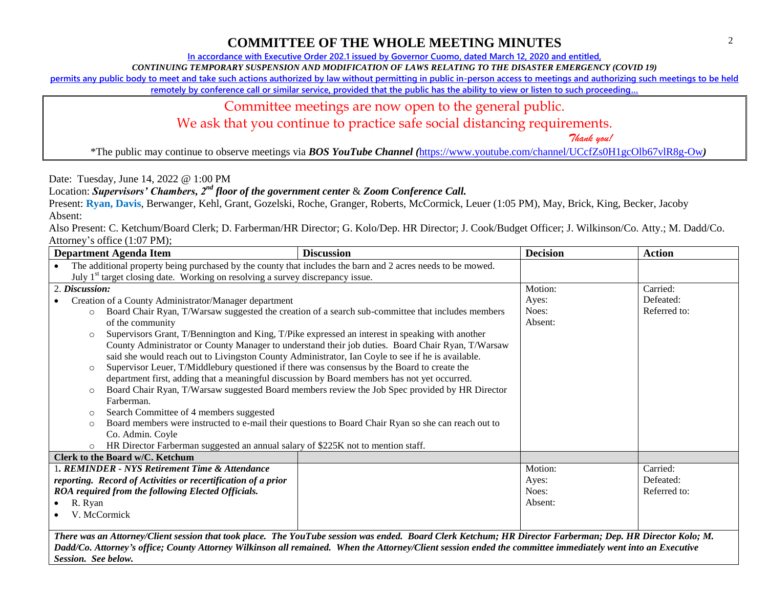# COMMITTEE OF THE WHOLE MEETING MINUTES

In accordance with Executive Order 202.1 issued by Governor Cuomo, dated March 12, 2020 and entitled,

*CONTINUING TEMPORARY SUSPENSION AND MODIFICATION OF LAWS RELATING TO THE DISASTER EMERGENCY (COVID 19)*

permits any public body to meet and take such actions authorized by law without permitting in public in-person access to meetings and authorizing such meetings to be held remotely by conference call or similar service, provided that the public has the ability to view or listen to such proceeding…

Committee meetings are now open to the general public.

We ask that you continue to practice safe social distancing requirements.

*Thank you!*

*The public may continue to observe meetings via ***BOS YouTube Channel (***https://www.youtube.com/channel/UCcfZs0H1gcOlb67vlR8g-Ow***)***

Date: Tuesday, June 14, 2022 @ 1:00 PM

Location: ***Supervisors' Chambers, 2nd floor of the government center*** & ***Zoom Conference Call.***

Present: **Ryan, Davis**, Berwanger, Kehl, Grant, Gozelski, Roche, Granger, Roberts, McCormick, Leuer (1:05 PM), May, Brick, King, Becker, Jacoby

Absent:

Also Present: C. Ketchum/Board Clerk; D. Farberman/HR Director; G. Kolo/Dep. HR Director; J. Cook/Budget Officer; J. Wilkinson/Co. Atty.; M. Dadd/Co. Attorney's office (1:07 PM);

| Department Agenda Item | Discussion | Decision | Action |
|---|---|---|---|
| • The additional property being purchased by the county that includes the barn and 2 acres needs to be mowed. July 1st target closing date. Working on resolving a survey discrepancy issue. | | | |
| 2. ***Discussion:*** <br>• Creation of a County Administrator/Manager department <br>○ Board Chair Ryan, T/Warsaw suggested the creation of a search sub-committee that includes members of the community <br>○ Supervisors Grant, T/Bennington and King, T/Pike expressed an interest in speaking with another County Administrator or County Manager to understand their job duties. Board Chair Ryan, T/Warsaw said she would reach out to Livingston County Administrator, Ian Coyle to see if he is available. <br>○ Supervisor Leuer, T/Middlebury questioned if there was consensus by the Board to create the department first, adding that a meaningful discussion by Board members has not yet occurred. <br>○ Board Chair Ryan, T/Warsaw suggested Board members review the Job Spec provided by HR Director Farberman. <br>○ Search Committee of 4 members suggested <br>○ Board members were instructed to e-mail their questions to Board Chair Ryan so she can reach out to Co. Admin. Coyle <br>○ HR Director Farberman suggested an annual salary of $225K not to mention staff. | | Motion: <br>Ayes: <br>Noes: <br>Absent: | Carried: <br>Defeated: <br>Referred to: |
| **Clerk to the Board w/C. Ketchum** | | | |
| 1***. REMINDER - NYS Retirement Time & Attendance reporting. Record of Activities or recertification of a prior ROA required from the following Elected Officials.*** <br>• R. Ryan <br>• V. McCormick | | Motion: <br>Ayes: <br>Noes: <br>Absent: | Carried: <br>Defeated: <br>Referred to: |
| ***There was an Attorney/Client session that took place. The YouTube session was ended. Board Clerk Ketchum; HR Director Farberman; Dep. HR Director Kolo; M. Dadd/Co. Attorney's office; County Attorney Wilkinson all remained. When the Attorney/Client session ended the committee immediately went into an Executive Session. See below.*** | | | |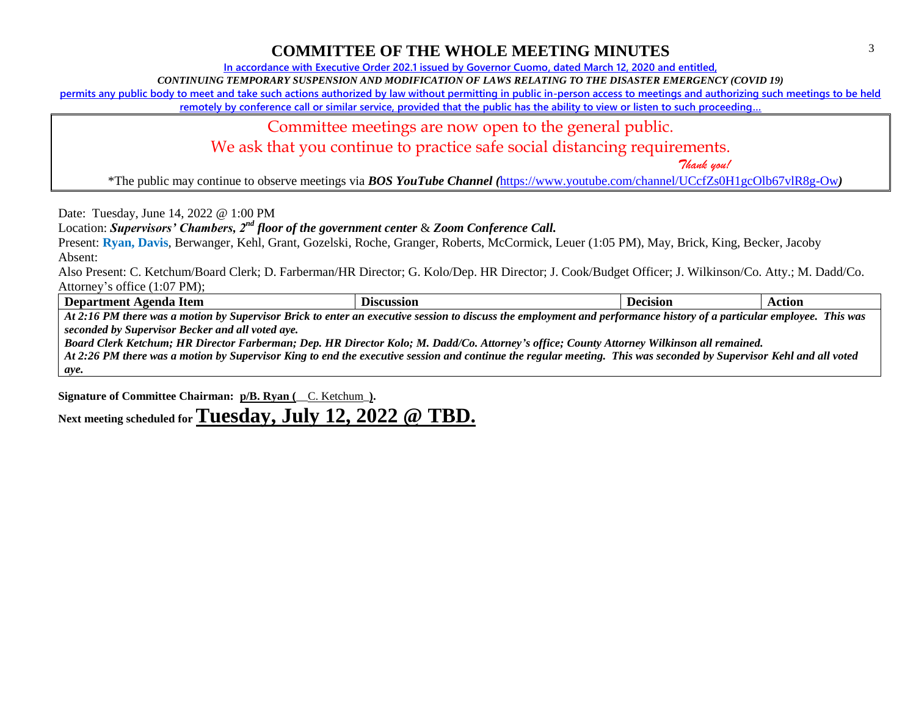# COMMITTEE OF THE WHOLE MEETING MINUTES

In accordance with Executive Order 202.1 issued by Governor Cuomo, dated March 12, 2020 and entitled,

*CONTINUING TEMPORARY SUSPENSION AND MODIFICATION OF LAWS RELATING TO THE DISASTER EMERGENCY (COVID 19)*

permits any public body to meet and take such actions authorized by law without permitting in public in-person access to meetings and authorizing such meetings to be held remotely by conference call or similar service, provided that the public has the ability to view or listen to such proceeding…

Committee meetings are now open to the general public.

We ask that you continue to practice safe social distancing requirements.

*Thank you!*

*The public may continue to observe meetings via ***BOS YouTube Channel (***https://www.youtube.com/channel/UCcfZs0H1gcOlb67vlR8g-Ow***)***

Date: Tuesday, June 14, 2022 @ 1:00 PM

Location: ***Supervisors' Chambers, 2nd floor of the government center*** & ***Zoom Conference Call.***

Present: **Ryan, Davis**, Berwanger, Kehl, Grant, Gozelski, Roche, Granger, Roberts, McCormick, Leuer (1:05 PM), May, Brick, King, Becker, Jacoby

Absent:

Also Present: C. Ketchum/Board Clerk; D. Farberman/HR Director; G. Kolo/Dep. HR Director; J. Cook/Budget Officer; J. Wilkinson/Co. Atty.; M. Dadd/Co. Attorney's office (1:07 PM);

| Department Agenda Item | Discussion | Decision | Action |
|---|---|---|---|
| ***At 2:16 PM there was a motion by Supervisor Brick to enter an executive session to discuss the employment and performance history of a particular employee. This was seconded by Supervisor Becker and all voted aye.*** ***Board Clerk Ketchum; HR Director Farberman; Dep. HR Director Kolo; M. Dadd/Co. Attorney's office; County Attorney Wilkinson all remained.*** ***At 2:26 PM there was a motion by Supervisor King to end the executive session and continue the regular meeting. This was seconded by Supervisor Kehl and all voted aye.*** | | | |

**Signature of Committee Chairman: p/B. Ryan (**__C. Ketchum_**).**

**Next meeting scheduled for Tuesday, July 12, 2022 @ TBD.**